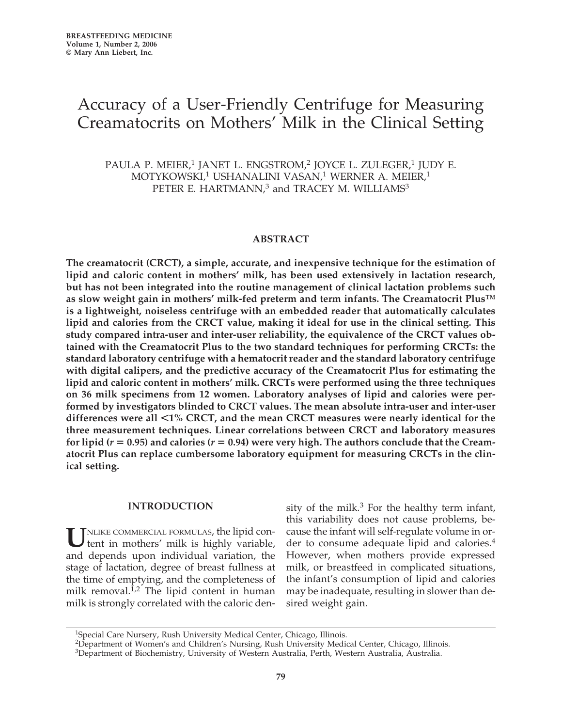# Accuracy of a User-Friendly Centrifuge for Measuring Creamatocrits on Mothers' Milk in the Clinical Setting

PAULA P. MEIER,[1] JANET L. ENGSTROM,[2] JOYCE L. ZULEGER,[1] JUDY E. MOTYKOWSKI,[1] USHANALINI VASAN,[1] WERNER A. MEIER,[1] PETER E. HARTMANN,[3] and TRACEY M. WILLIAMS[3]

## ABSTRACT

**The creamatocrit (CRCT), a simple, accurate, and inexpensive technique for the estimation of lipid and caloric content in mothers' milk, has been used extensively in lactation research, but has not been integrated into the routine management of clinical lactation problems such as slow weight gain in mothers' milk-fed preterm and term infants. The Creamatocrit Plus™ is a lightweight, noiseless centrifuge with an embedded reader that automatically calculates lipid and calories from the CRCT value, making it ideal for use in the clinical setting. This study compared intra-user and inter-user reliability, the equivalence of the CRCT values obtained with the Creamatocrit Plus to the two standard techniques for performing CRCTs: the standard laboratory centrifuge with a hematocrit reader and the standard laboratory centrifuge with digital calipers, and the predictive accuracy of the Creamatocrit Plus for estimating the lipid and caloric content in mothers' milk. CRCTs were performed using the three techniques on 36 milk specimens from 12 women. Laboratory analyses of lipid and calories were performed by investigators blinded to CRCT values. The mean absolute intra-user and inter-user differences were all <1% CRCT, and the mean CRCT measures were nearly identical for the three measurement techniques. Linear correlations between CRCT and laboratory measures for lipid ($r = 0.95$) and calories ($r = 0.94$) were very high. The authors conclude that the Creamatocrit Plus can replace cumbersome laboratory equipment for measuring CRCTs in the clinical setting.**

## INTRODUCTION

Unlike commercial formulas, the lipid content in mothers' milk is highly variable, and depends upon individual variation, the stage of lactation, degree of breast fullness at the time of emptying, and the completeness of milk removal.[1,2] The lipid content in human milk is strongly correlated with the caloric density of the milk.[3] For the healthy term infant, this variability does not cause problems, because the infant will self-regulate volume in order to consume adequate lipid and calories.[4] However, when mothers provide expressed milk, or breastfeed in complicated situations, the infant's consumption of lipid and calories may be inadequate, resulting in slower than desired weight gain.

[1]Special Care Nursery, Rush University Medical Center, Chicago, Illinois.
[2]Department of Women's and Children's Nursing, Rush University Medical Center, Chicago, Illinois.
[3]Department of Biochemistry, University of Western Australia, Perth, Western Australia, Australia.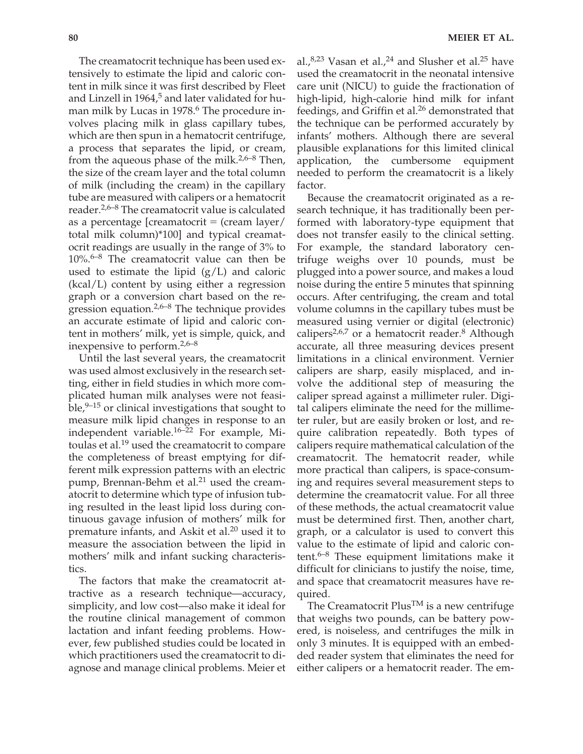The creamatocrit technique has been used extensively to estimate the lipid and caloric content in milk since it was first described by Fleet and Linzell in 1964,[5] and later validated for human milk by Lucas in 1978.[6] The procedure involves placing milk in glass capillary tubes, which are then spun in a hematocrit centrifuge, a process that separates the lipid, or cream, from the aqueous phase of the milk.[2,6–8] Then, the size of the cream layer and the total column of milk (including the cream) in the capillary tube are measured with calipers or a hematocrit reader.[2,6–8] The creamatocrit value is calculated as a percentage [creamatocrit = (cream layer/total milk column)*100] and typical creamatocrit readings are usually in the range of 3% to 10%.[6–8] The creamatocrit value can then be used to estimate the lipid (g/L) and caloric (kcal/L) content by using either a regression graph or a conversion chart based on the regression equation.[2,6–8] The technique provides an accurate estimate of lipid and caloric content in mothers' milk, yet is simple, quick, and inexpensive to perform.[2,6–8]

Until the last several years, the creamatocrit was used almost exclusively in the research setting, either in field studies in which more complicated human milk analyses were not feasible,[9–15] or clinical investigations that sought to measure milk lipid changes in response to an independent variable.[16–22] For example, Mitoulas et al.[19] used the creamatocrit to compare the completeness of breast emptying for different milk expression patterns with an electric pump, Brennan-Behm et al.[21] used the creamatocrit to determine which type of infusion tubing resulted in the least lipid loss during continuous gavage infusion of mothers' milk for premature infants, and Askit et al.[20] used it to measure the association between the lipid in mothers' milk and infant sucking characteristics.

The factors that make the creamatocrit attractive as a research technique—accuracy, simplicity, and low cost—also make it ideal for the routine clinical management of common lactation and infant feeding problems. However, few published studies could be located in which practitioners used the creamatocrit to diagnose and manage clinical problems. Meier et al.,[8,23] Vasan et al.,[24] and Slusher et al.[25] have used the creamatocrit in the neonatal intensive care unit (NICU) to guide the fractionation of high-lipid, high-calorie hind milk for infant feedings, and Griffin et al.[26] demonstrated that the technique can be performed accurately by infants' mothers. Although there are several plausible explanations for this limited clinical application, the cumbersome equipment needed to perform the creamatocrit is a likely factor.

Because the creamatocrit originated as a research technique, it has traditionally been performed with laboratory-type equipment that does not transfer easily to the clinical setting. For example, the standard laboratory centrifuge weighs over 10 pounds, must be plugged into a power source, and makes a loud noise during the entire 5 minutes that spinning occurs. After centrifuging, the cream and total volume columns in the capillary tubes must be measured using vernier or digital (electronic) calipers[2,6,7] or a hematocrit reader.[8] Although accurate, all three measuring devices present limitations in a clinical environment. Vernier calipers are sharp, easily misplaced, and involve the additional step of measuring the caliper spread against a millimeter ruler. Digital calipers eliminate the need for the millimeter ruler, but are easily broken or lost, and require calibration repeatedly. Both types of calipers require mathematical calculation of the creamatocrit. The hematocrit reader, while more practical than calipers, is space-consuming and requires several measurement steps to determine the creamatocrit value. For all three of these methods, the actual creamatocrit value must be determined first. Then, another chart, graph, or a calculator is used to convert this value to the estimate of lipid and caloric content.[6–8] These equipment limitations make it difficult for clinicians to justify the noise, time, and space that creamatocrit measures have required.

The Creamatocrit Plus™ is a new centrifuge that weighs two pounds, can be battery powered, is noiseless, and centrifuges the milk in only 3 minutes. It is equipped with an embedded reader system that eliminates the need for either calipers or a hematocrit reader. The em-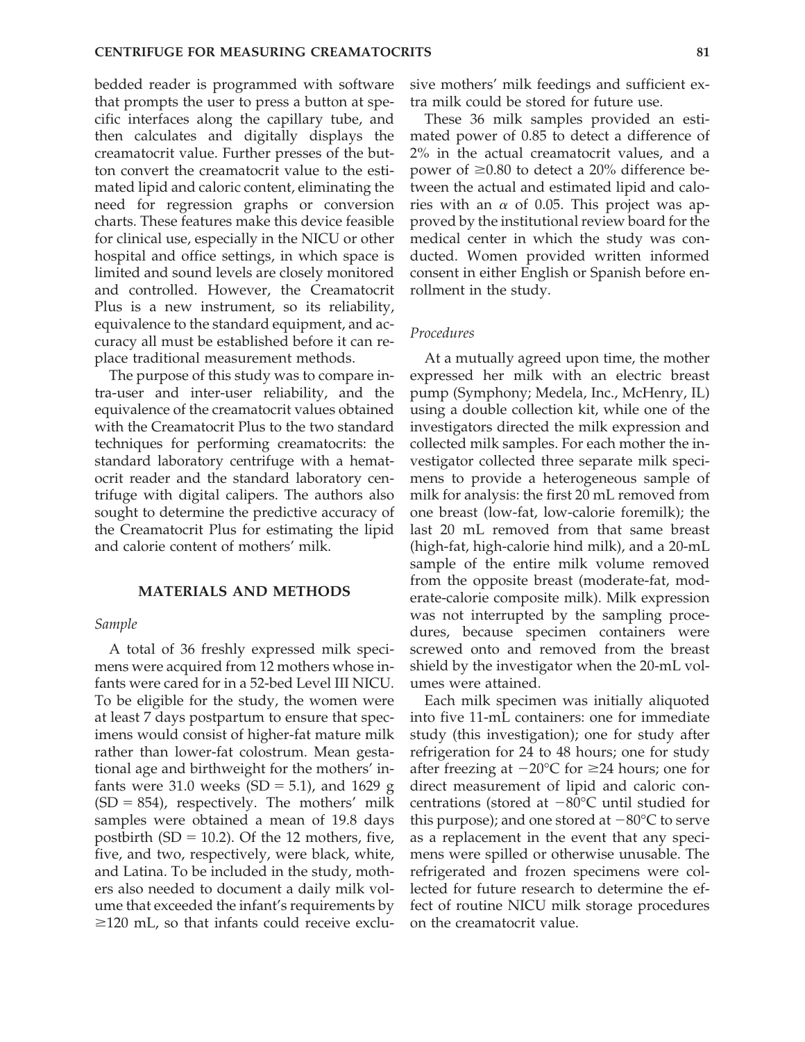bedded reader is programmed with software that prompts the user to press a button at specific interfaces along the capillary tube, and then calculates and digitally displays the creamatocrit value. Further presses of the button convert the creamatocrit value to the estimated lipid and caloric content, eliminating the need for regression graphs or conversion charts. These features make this device feasible for clinical use, especially in the NICU or other hospital and office settings, in which space is limited and sound levels are closely monitored and controlled. However, the Creamatocrit Plus is a new instrument, so its reliability, equivalence to the standard equipment, and accuracy all must be established before it can replace traditional measurement methods.

The purpose of this study was to compare intra-user and inter-user reliability, and the equivalence of the creamatocrit values obtained with the Creamatocrit Plus to the two standard techniques for performing creamatocrits: the standard laboratory centrifuge with a hematocrit reader and the standard laboratory centrifuge with digital calipers. The authors also sought to determine the predictive accuracy of the Creamatocrit Plus for estimating the lipid and calorie content of mothers' milk.

## MATERIALS AND METHODS

### *Sample*

A total of 36 freshly expressed milk specimens were acquired from 12 mothers whose infants were cared for in a 52-bed Level III NICU. To be eligible for the study, the women were at least 7 days postpartum to ensure that specimens would consist of higher-fat mature milk rather than lower-fat colostrum. Mean gestational age and birthweight for the mothers' infants were 31.0 weeks (SD = 5.1), and 1629 g (SD = 854), respectively. The mothers' milk samples were obtained a mean of 19.8 days postbirth (SD = 10.2). Of the 12 mothers, five, five, and two, respectively, were black, white, and Latina. To be included in the study, mothers also needed to document a daily milk volume that exceeded the infant's requirements by ≥120 mL, so that infants could receive exclusive mothers' milk feedings and sufficient extra milk could be stored for future use.

These 36 milk samples provided an estimated power of 0.85 to detect a difference of 2% in the actual creamatocrit values, and a power of ≥0.80 to detect a 20% difference between the actual and estimated lipid and calories with an $\alpha$ of 0.05. This project was approved by the institutional review board for the medical center in which the study was conducted. Women provided written informed consent in either English or Spanish before enrollment in the study.

### *Procedures*

At a mutually agreed upon time, the mother expressed her milk with an electric breast pump (Symphony; Medela, Inc., McHenry, IL) using a double collection kit, while one of the investigators directed the milk expression and collected milk samples. For each mother the investigator collected three separate milk specimens to provide a heterogeneous sample of milk for analysis: the first 20 mL removed from one breast (low-fat, low-calorie foremilk); the last 20 mL removed from that same breast (high-fat, high-calorie hind milk), and a 20-mL sample of the entire milk volume removed from the opposite breast (moderate-fat, moderate-calorie composite milk). Milk expression was not interrupted by the sampling procedures, because specimen containers were screwed onto and removed from the breast shield by the investigator when the 20-mL volumes were attained.

Each milk specimen was initially aliquoted into five 11-mL containers: one for immediate study (this investigation); one for study after refrigeration for 24 to 48 hours; one for study after freezing at −20°C for ≥24 hours; one for direct measurement of lipid and caloric concentrations (stored at −80°C until studied for this purpose); and one stored at −80°C to serve as a replacement in the event that any specimens were spilled or otherwise unusable. The refrigerated and frozen specimens were collected for future research to determine the effect of routine NICU milk storage procedures on the creamatocrit value.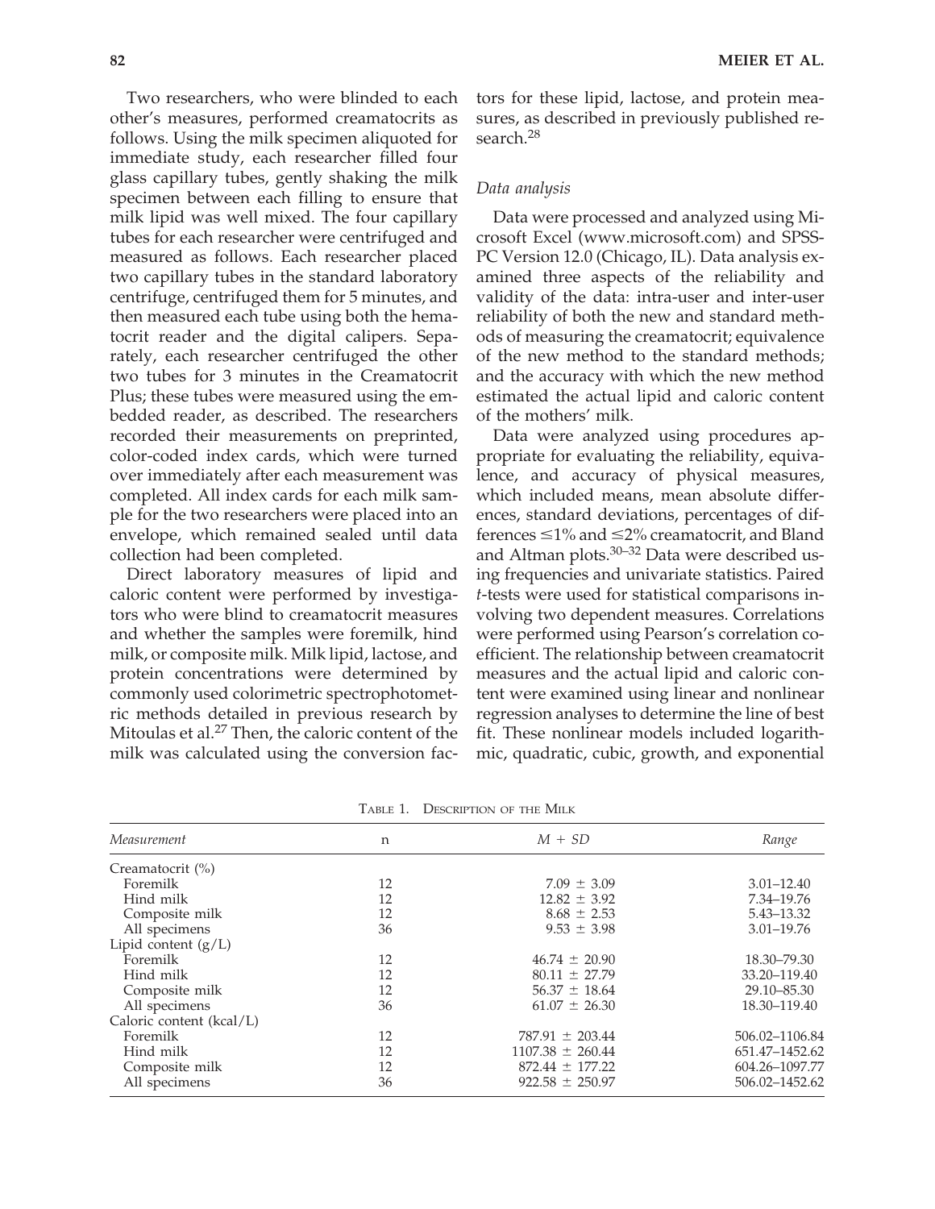Two researchers, who were blinded to each other's measures, performed creamatocrits as follows. Using the milk specimen aliquoted for immediate study, each researcher filled four glass capillary tubes, gently shaking the milk specimen between each filling to ensure that milk lipid was well mixed. The four capillary tubes for each researcher were centrifuged and measured as follows. Each researcher placed two capillary tubes in the standard laboratory centrifuge, centrifuged them for 5 minutes, and then measured each tube using both the hematocrit reader and the digital calipers. Separately, each researcher centrifuged the other two tubes for 3 minutes in the Creamatocrit Plus; these tubes were measured using the embedded reader, as described. The researchers recorded their measurements on preprinted, color-coded index cards, which were turned over immediately after each measurement was completed. All index cards for each milk sample for the two researchers were placed into an envelope, which remained sealed until data collection had been completed.

Direct laboratory measures of lipid and caloric content were performed by investigators who were blind to creamatocrit measures and whether the samples were foremilk, hind milk, or composite milk. Milk lipid, lactose, and protein concentrations were determined by commonly used colorimetric spectrophotometric methods detailed in previous research by Mitoulas et al.[27] Then, the caloric content of the milk was calculated using the conversion factors for these lipid, lactose, and protein measures, as described in previously published research.[28]

### *Data analysis*

Data were processed and analyzed using Microsoft Excel (www.microsoft.com) and SPSS-PC Version 12.0 (Chicago, IL). Data analysis examined three aspects of the reliability and validity of the data: intra-user and inter-user reliability of both the new and standard methods of measuring the creamatocrit; equivalence of the new method to the standard methods; and the accuracy with which the new method estimated the actual lipid and caloric content of the mothers' milk.

Data were analyzed using procedures appropriate for evaluating the reliability, equivalence, and accuracy of physical measures, which included means, mean absolute differences, standard deviations, percentages of differences $\leq$1% and $\leq$2% creamatocrit, and Bland and Altman plots.[30–32] Data were described using frequencies and univariate statistics. Paired *t*-tests were used for statistical comparisons involving two dependent measures. Correlations were performed using Pearson's correlation coefficient. The relationship between creamatocrit measures and the actual lipid and caloric content were examined using linear and nonlinear regression analyses to determine the line of best fit. These nonlinear models included logarithmic, quadratic, cubic, growth, and exponential

TABLE 1. DESCRIPTION OF THE MILK

| *Measurement* | n | *M + SD* | *Range* |
|---|---|---|---|
| Creamatocrit (%) | | | |
| Foremilk | 12 | 7.09 ± 3.09 | 3.01–12.40 |
| Hind milk | 12 | 12.82 ± 3.92 | 7.34–19.76 |
| Composite milk | 12 | 8.68 ± 2.53 | 5.43–13.32 |
| All specimens | 36 | 9.53 ± 3.98 | 3.01–19.76 |
| Lipid content (g/L) | | | |
| Foremilk | 12 | 46.74 ± 20.90 | 18.30–79.30 |
| Hind milk | 12 | 80.11 ± 27.79 | 33.20–119.40 |
| Composite milk | 12 | 56.37 ± 18.64 | 29.10–85.30 |
| All specimens | 36 | 61.07 ± 26.30 | 18.30–119.40 |
| Caloric content (kcal/L) | | | |
| Foremilk | 12 | 787.91 ± 203.44 | 506.02–1106.84 |
| Hind milk | 12 | 1107.38 ± 260.44 | 651.47–1452.62 |
| Composite milk | 12 | 872.44 ± 177.22 | 604.26–1097.77 |
| All specimens | 36 | 922.58 ± 250.97 | 506.02–1452.62 |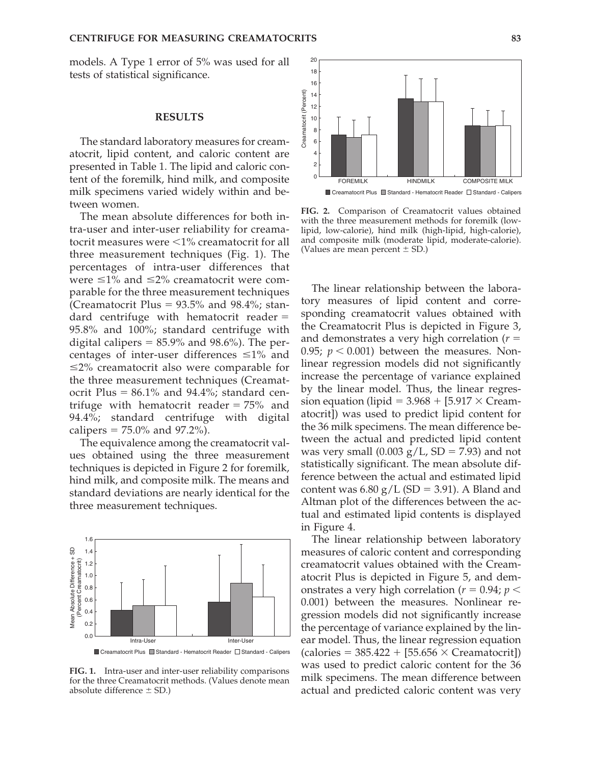models. A Type 1 error of 5% was used for all tests of statistical significance.

## RESULTS

The standard laboratory measures for creamatocrit, lipid content, and caloric content are presented in Table 1. The lipid and caloric content of the foremilk, hind milk, and composite milk specimens varied widely within and between women.

The mean absolute differences for both intra-user and inter-user reliability for creamatocrit measures were <1% creamatocrit for all three measurement techniques (Fig. 1). The percentages of intra-user differences that were ≤1% and ≤2% creamatocrit were comparable for the three measurement techniques (Creamatocrit Plus = 93.5% and 98.4%; standard centrifuge with hematocrit reader = 95.8% and 100%; standard centrifuge with digital calipers = 85.9% and 98.6%). The percentages of inter-user differences ≤1% and ≤2% creamatocrit also were comparable for the three measurement techniques (Creamatocrit Plus = 86.1% and 94.4%; standard centrifuge with hematocrit reader = 75% and 94.4%; standard centrifuge with digital calipers = 75.0% and 97.2%).

The equivalence among the creamatocrit values obtained using the three measurement techniques is depicted in Figure 2 for foremilk, hind milk, and composite milk. The means and standard deviations are nearly identical for the three measurement techniques.

**FIG. 1.** Intra-user and inter-user reliability comparisons for the three Creamatocrit methods. (Values denote mean absolute difference ± SD.)

**FIG. 2.** Comparison of Creamatocrit values obtained with the three measurement methods for foremilk (low-lipid, low-calorie), hind milk (high-lipid, high-calorie), and composite milk (moderate lipid, moderate-calorie). (Values are mean percent ± SD.)

The linear relationship between the laboratory measures of lipid content and corresponding creamatocrit values obtained with the Creamatocrit Plus is depicted in Figure 3, and demonstrates a very high correlation ($r = 0.95$; $p < 0.001$) between the measures. Nonlinear regression models did not significantly increase the percentage of variance explained by the linear model. Thus, the linear regression equation (lipid = 3.968 + [5.917 × Creamatocrit]) was used to predict lipid content for the 36 milk specimens. The mean difference between the actual and predicted lipid content was very small (0.003 g/L, SD = 7.93) and not statistically significant. The mean absolute difference between the actual and estimated lipid content was 6.80 g/L (SD = 3.91). A Bland and Altman plot of the differences between the actual and estimated lipid contents is displayed in Figure 4.

The linear relationship between laboratory measures of caloric content and corresponding creamatocrit values obtained with the Creamatocrit Plus is depicted in Figure 5, and demonstrates a very high correlation ($r = 0.94$; $p < 0.001$) between the measures. Nonlinear regression models did not significantly increase the percentage of variance explained by the linear model. Thus, the linear regression equation (calories = 385.422 + [55.656 × Creamatocrit]) was used to predict caloric content for the 36 milk specimens. The mean difference between actual and predicted caloric content was very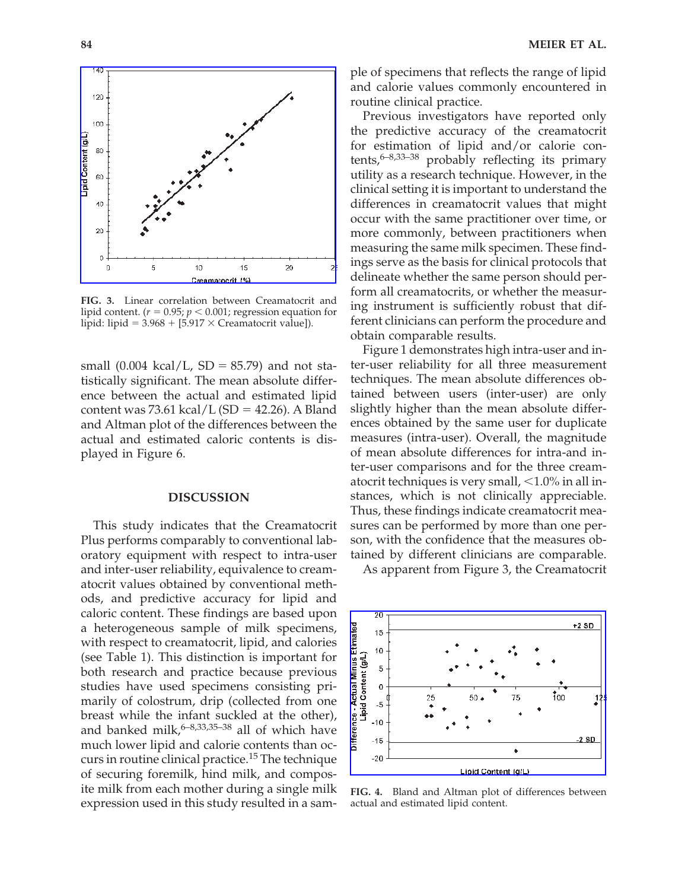FIG. 3. Linear correlation between Creamatocrit and lipid content. ($r = 0.95$; $p < 0.001$; regression equation for lipid: lipid = 3.968 + [5.917 × Creamatocrit value]).

small (0.004 kcal/L, SD = 85.79) and not statistically significant. The mean absolute difference between the actual and estimated lipid content was 73.61 kcal/L (SD = 42.26). A Bland and Altman plot of the differences between the actual and estimated caloric contents is displayed in Figure 6.

## DISCUSSION

This study indicates that the Creamatocrit Plus performs comparably to conventional laboratory equipment with respect to intra-user and inter-user reliability, equivalence to creamatocrit values obtained by conventional methods, and predictive accuracy for lipid and caloric content. These findings are based upon a heterogeneous sample of milk specimens, with respect to creamatocrit, lipid, and calories (see Table 1). This distinction is important for both research and practice because previous studies have used specimens consisting primarily of colostrum, drip (collected from one breast while the infant suckled at the other), and banked milk,[6–8,33,35–38] all of which have much lower lipid and calorie contents than occurs in routine clinical practice.[15] The technique of securing foremilk, hind milk, and composite milk from each mother during a single milk expression used in this study resulted in a sample of specimens that reflects the range of lipid and calorie values commonly encountered in routine clinical practice.

Previous investigators have reported only the predictive accuracy of the creamatocrit for estimation of lipid and/or calorie contents,[6–8,33–38] probably reflecting its primary utility as a research technique. However, in the clinical setting it is important to understand the differences in creamatocrit values that might occur with the same practitioner over time, or more commonly, between practitioners when measuring the same milk specimen. These findings serve as the basis for clinical protocols that delineate whether the same person should perform all creamatocrits, or whether the measuring instrument is sufficiently robust that different clinicians can perform the procedure and obtain comparable results.

Figure 1 demonstrates high intra-user and inter-user reliability for all three measurement techniques. The mean absolute differences obtained between users (inter-user) are only slightly higher than the mean absolute differences obtained by the same user for duplicate measures (intra-user). Overall, the magnitude of mean absolute differences for intra-and inter-user comparisons and for the three creamatocrit techniques is very small, <1.0% in all instances, which is not clinically appreciable. Thus, these findings indicate creamatocrit measures can be performed by more than one person, with the confidence that the measures obtained by different clinicians are comparable.

As apparent from Figure 3, the Creamatocrit

FIG. 4. Bland and Altman plot of differences between actual and estimated lipid content.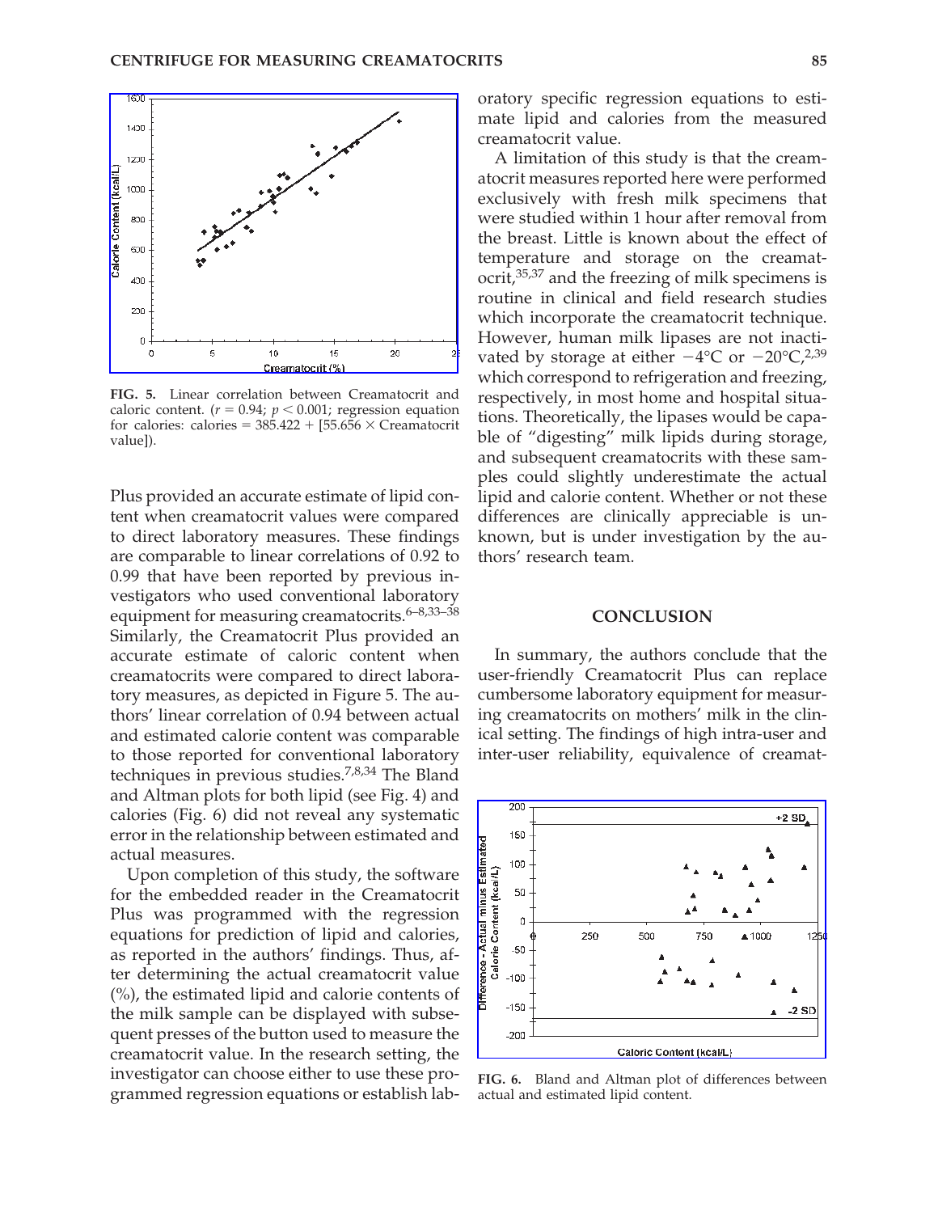FIG. 5. Linear correlation between Creamatocrit and caloric content. ($r = 0.94$; $p < 0.001$; regression equation for calories: calories = 385.422 + [55.656 × Creamatocrit value]).

Plus provided an accurate estimate of lipid content when creamatocrit values were compared to direct laboratory measures. These findings are comparable to linear correlations of 0.92 to 0.99 that have been reported by previous investigators who used conventional laboratory equipment for measuring creamatocrits.[6–8,33–38] Similarly, the Creamatocrit Plus provided an accurate estimate of caloric content when creamatocrits were compared to direct laboratory measures, as depicted in Figure 5. The authors' linear correlation of 0.94 between actual and estimated calorie content was comparable to those reported for conventional laboratory techniques in previous studies.[7,8,34] The Bland and Altman plots for both lipid (see Fig. 4) and calories (Fig. 6) did not reveal any systematic error in the relationship between estimated and actual measures.

Upon completion of this study, the software for the embedded reader in the Creamatocrit Plus was programmed with the regression equations for prediction of lipid and calories, as reported in the authors' findings. Thus, after determining the actual creamatocrit value (%), the estimated lipid and calorie contents of the milk sample can be displayed with subsequent presses of the button used to measure the creamatocrit value. In the research setting, the investigator can choose either to use these programmed regression equations or establish laboratory specific regression equations to estimate lipid and calories from the measured creamatocrit value.

A limitation of this study is that the creamatocrit measures reported here were performed exclusively with fresh milk specimens that were studied within 1 hour after removal from the breast. Little is known about the effect of temperature and storage on the creamatocrit,[35,37] and the freezing of milk specimens is routine in clinical and field research studies which incorporate the creamatocrit technique. However, human milk lipases are not inactivated by storage at either −4°C or −20°C,[2,39] which correspond to refrigeration and freezing, respectively, in most home and hospital situations. Theoretically, the lipases would be capable of "digesting" milk lipids during storage, and subsequent creamatocrits with these samples could slightly underestimate the actual lipid and calorie content. Whether or not these differences are clinically appreciable is unknown, but is under investigation by the authors' research team.

## CONCLUSION

In summary, the authors conclude that the user-friendly Creamatocrit Plus can replace cumbersome laboratory equipment for measuring creamatocrits on mothers' milk in the clinical setting. The findings of high intra-user and inter-user reliability, equivalence of creamat-

FIG. 6. Bland and Altman plot of differences between actual and estimated lipid content.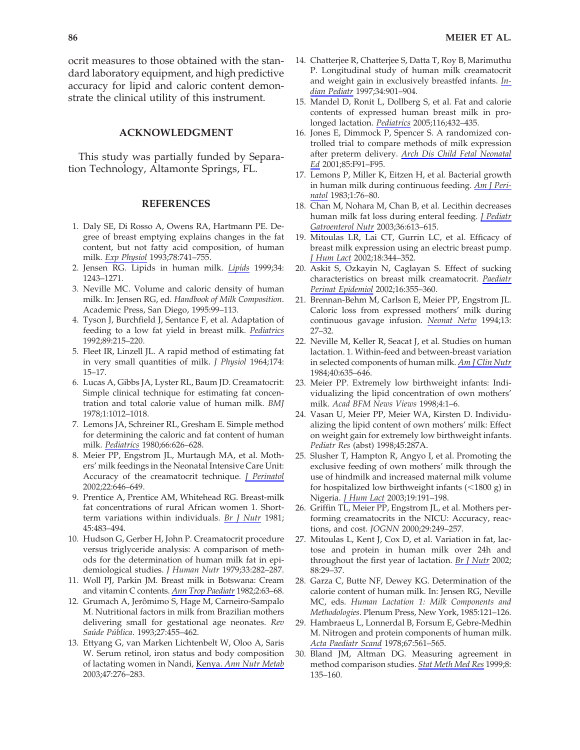ocrit measures to those obtained with the standard laboratory equipment, and high predictive accuracy for lipid and caloric content demonstrate the clinical utility of this instrument.

## ACKNOWLEDGMENT

This study was partially funded by Separation Technology, Altamonte Springs, FL.

## REFERENCES

1. Daly SE, Di Rosso A, Owens RA, Hartmann PE. Degree of breast emptying explains changes in the fat content, but not fatty acid composition, of human milk. *Exp Physiol* 1993;78:741–755.
2. Jensen RG. Lipids in human milk. *Lipids* 1999;34: 1243–1271.
3. Neville MC. Volume and caloric density of human milk. In: Jensen RG, ed. *Handbook of Milk Composition*. Academic Press, San Diego, 1995:99–113.
4. Tyson J, Burchfield J, Sentance F, et al. Adaptation of feeding to a low fat yield in breast milk. *Pediatrics* 1992;89:215–220.
5. Fleet IR, Linzell JL. A rapid method of estimating fat in very small quantities of milk. *J Physiol* 1964;174: 15–17.
6. Lucas A, Gibbs JA, Lyster RL, Baum JD. Creamatocrit: Simple clinical technique for estimating fat concentration and total calorie value of human milk. *BMJ* 1978;1:1012–1018.
7. Lemons JA, Schreiner RL, Gresham E. Simple method for determining the caloric and fat content of human milk. *Pediatrics* 1980;66:626–628.
8. Meier PP, Engstrom JL, Murtaugh MA, et al. Mothers' milk feedings in the Neonatal Intensive Care Unit: Accuracy of the creamatocrit technique. *J Perinatol* 2002;22:646–649.
9. Prentice A, Prentice AM, Whitehead RG. Breast-milk fat concentrations of rural African women 1. Short-term variations within individuals. *Br J Nutr* 1981; 45:483–494.
10. Hudson G, Gerber H, John P. Creamatocrit procedure versus triglyceride analysis: A comparison of methods for the determination of human milk fat in epidemiological studies. *J Human Nutr* 1979;33:282–287.
11. Woll PJ, Parkin JM. Breast milk in Botswana: Cream and vitamin C contents. *Ann Trop Paediatr* 1982;2:63–68.
12. Grumach A, Jerômimo S, Hage M, Carneiro-Sampalo M. Nutritional factors in milk from Brazilian mothers delivering small for gestational age neonates. *Rev Saúde Pública*. 1993;27:455–462.
13. Ettyang G, van Marken Lichtenbelt W, Oloo A, Saris W. Serum retinol, iron status and body composition of lactating women in Nandi, Kenya. *Ann Nutr Metab* 2003;47:276–283.
14. Chatterjee R, Chatterjee S, Datta T, Roy B, Marimuthu P. Longitudinal study of human milk creamatocrit and weight gain in exclusively breastfed infants. *Indian Pediatr* 1997;34:901–904.
15. Mandel D, Ronit L, Dollberg S, et al. Fat and calorie contents of expressed human breast milk in prolonged lactation. *Pediatrics* 2005;116;432–435.
16. Jones E, Dimmock P, Spencer S. A randomized controlled trial to compare methods of milk expression after preterm delivery. *Arch Dis Child Fetal Neonatal Ed* 2001;85:F91–F95.
17. Lemons P, Miller K, Eitzen H, et al. Bacterial growth in human milk during continuous feeding. *Am J Perinatol* 1983;1:76–80.
18. Chan M, Nohara M, Chan B, et al. Lecithin decreases human milk fat loss during enteral feeding. *J Pediatr Gatroenterol Nutr* 2003;36:613–615.
19. Mitoulas LR, Lai CT, Gurrin LC, et al. Efficacy of breast milk expression using an electric breast pump. *J Hum Lact* 2002;18:344–352.
20. Askit S, Ozkayin N, Caglayan S. Effect of sucking characteristics on breast milk creamatocrit. *Paediatr Perinat Epidemiol* 2002;16:355–360.
21. Brennan-Behm M, Carlson E, Meier PP, Engstrom JL. Caloric loss from expressed mothers' milk during continuous gavage infusion. *Neonat Netw* 1994;13: 27–32.
22. Neville M, Keller R, Seacat J, et al. Studies on human lactation. 1. Within-feed and between-breast variation in selected components of human milk. *Am J Clin Nutr* 1984;40:635–646.
23. Meier PP. Extremely low birthweight infants: Individualizing the lipid concentration of own mothers' milk. *Acad BFM News Views* 1998;4:1–6.
24. Vasan U, Meier PP, Meier WA, Kirsten D. Individualizing the lipid content of own mothers' milk: Effect on weight gain for extremely low birthweight infants. *Pediatr Res* (abst) 1998;45:287A.
25. Slusher T, Hampton R, Angyo I, et al. Promoting the exclusive feeding of own mothers' milk through the use of hindmilk and increased maternal milk volume for hospitalized low birthweight infants (<1800 g) in Nigeria. *J Hum Lact* 2003;19:191–198.
26. Griffin TL, Meier PP, Engstrom JL, et al. Mothers performing creamatocrits in the NICU: Accuracy, reactions, and cost. *JOGNN* 2000;29:249–257.
27. Mitoulas L, Kent J, Cox D, et al. Variation in fat, lactose and protein in human milk over 24h and throughout the first year of lactation. *Br J Nutr* 2002; 88:29–37.
28. Garza C, Butte NF, Dewey KG. Determination of the calorie content of human milk. In: Jensen RG, Neville MC, eds. *Human Lactation 1: Milk Components and Methodologies*. Plenum Press, New York, 1985:121–126.
29. Hambraeus L, Lonnerdal B, Forsum E, Gebre-Medhin M. Nitrogen and protein components of human milk. *Acta Paediatr Scand* 1978;67:561–565.
30. Bland JM, Altman DG. Measuring agreement in method comparison studies. *Stat Meth Med Res* 1999;8: 135–160.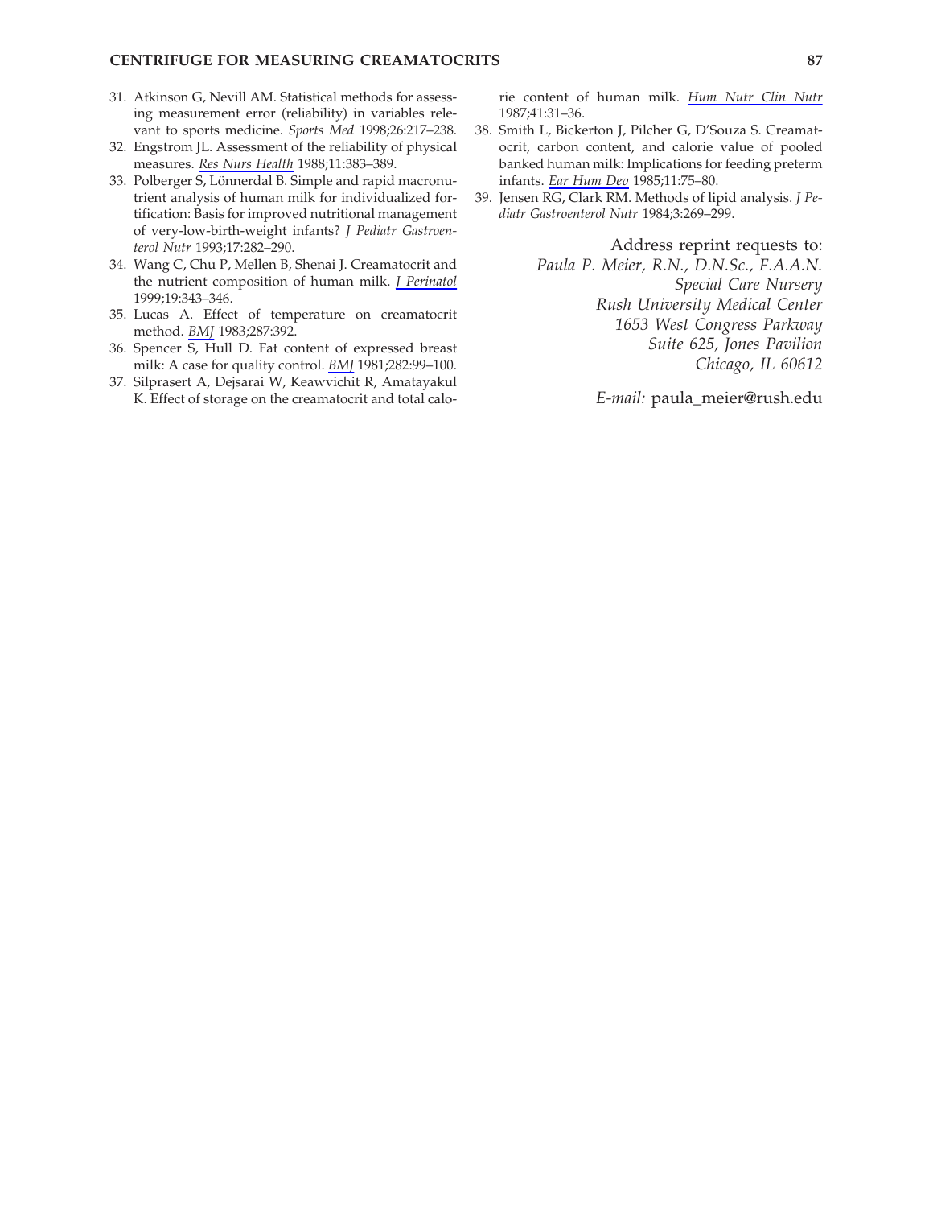31. Atkinson G, Nevill AM. Statistical methods for assessing measurement error (reliability) in variables relevant to sports medicine. *Sports Med* 1998;26:217–238.
32. Engstrom JL. Assessment of the reliability of physical measures. *Res Nurs Health* 1988;11:383–389.
33. Polberger S, Lönnerdal B. Simple and rapid macronutrient analysis of human milk for individualized fortification: Basis for improved nutritional management of very-low-birth-weight infants? *J Pediatr Gastroenterol Nutr* 1993;17:282–290.
34. Wang C, Chu P, Mellen B, Shenai J. Creamatocrit and the nutrient composition of human milk. *J Perinatol* 1999;19:343–346.
35. Lucas A. Effect of temperature on creamatocrit method. *BMJ* 1983;287:392.
36. Spencer S, Hull D. Fat content of expressed breast milk: A case for quality control. *BMJ* 1981;282:99–100.
37. Silprasert A, Dejsarai W, Keawvichit R, Amatayakul K. Effect of storage on the creamatocrit and total calorie content of human milk. *Hum Nutr Clin Nutr* 1987;41:31–36.
38. Smith L, Bickerton J, Pilcher G, D'Souza S. Creamatocrit, carbon content, and calorie value of pooled banked human milk: Implications for feeding preterm infants. *Ear Hum Dev* 1985;11:75–80.
39. Jensen RG, Clark RM. Methods of lipid analysis. *J Pediatr Gastroenterol Nutr* 1984;3:269–299.

Address reprint requests to:
*Paula P. Meier, R.N., D.N.Sc., F.A.A.N.*
*Special Care Nursery*
*Rush University Medical Center*
*1653 West Congress Parkway*
*Suite 625, Jones Pavilion*
*Chicago, IL 60612*

*E-mail:* paula_meier@rush.edu